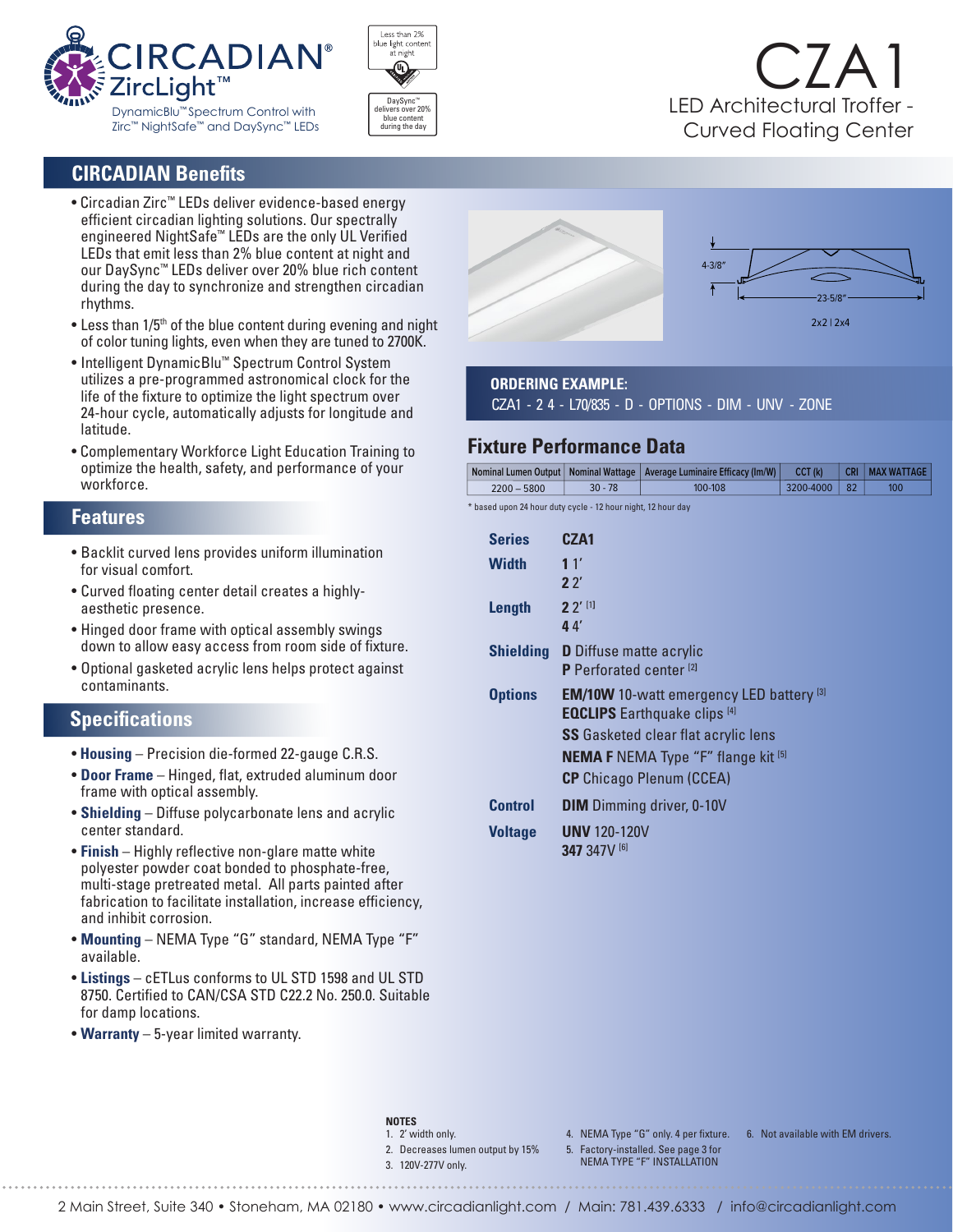# CIRCADIAN® ZircLight™

DynamicBlu™ Spectrum Control with Zirc™ NightSafe™ and DaySync™ LEDs

Less than 2% blue light content at night

DaySync™ delivers over 20% blue content during the day

# CZA1

LED Architectural Troffer - Curved Floating Center

## CIRCADIAN Benefits

- Circadian Zirc™ LEDs deliver evidence-based energy efficient circadian lighting solutions. Our spectrally engineered NightSafe™ LEDs are the only UL Verified LEDs that emit less than 2% blue content at night and our DaySync™ LEDs deliver over 20% blue rich content during the day to synchronize and strengthen circadian rhythms.
- Less than 1/5th of the blue content during evening and night of color tuning lights, even when they are tuned to 2700K.
- Intelligent DynamicBlu™ Spectrum Control System utilizes a pre-programmed astronomical clock for the life of the fixture to optimize the light spectrum over 24-hour cycle, automatically adjusts for longitude and latitude.
- Complementary Workforce Light Education Training to optimize the health, safety, and performance of your workforce.

## Features

- Backlit curved lens provides uniform illumination for visual comfort.
- Curved floating center detail creates a highly-aesthetic presence.
- Hinged door frame with optical assembly swings down to allow easy access from room side of fixture.
- Optional gasketed acrylic lens helps protect against contaminants.

## Specifications

- **Housing** – Precision die-formed 22-gauge C.R.S.
- **Door Frame** – Hinged, flat, extruded aluminum door frame with optical assembly.
- **Shielding** – Diffuse polycarbonate lens and acrylic center standard.
- **Finish** – Highly reflective non-glare matte white polyester powder coat bonded to phosphate-free, multi-stage pretreated metal. All parts painted after fabrication to facilitate installation, increase efficiency, and inhibit corrosion.
- **Mounting** – NEMA Type "G" standard, NEMA Type "F" available.
- **Listings** – cETLus conforms to UL STD 1598 and UL STD 8750. Certified to CAN/CSA STD C22.2 No. 250.0. Suitable for damp locations.
- **Warranty** – 5-year limited warranty.

4-3/8"

23-5/8"

2x2 | 2x4

**ORDERING EXAMPLE:**
CZA1 - 2 4 - L70/835 - D - OPTIONS - DIM - UNV - ZONE

## Fixture Performance Data

| Nominal Lumen Output | Nominal Wattage | Average Luminaire Efficacy (lm/W) | CCT (k) | CRI | MAX WATTAGE |
|---|---|---|---|---|---|
| 2200 – 5800 | 30 - 78 | 100-108 | 3200-4000 | 82 | 100 |

\* based upon 24 hour duty cycle - 12 hour night, 12 hour day

| | |
|---|---|
| **Series** | **CZA1** |
| **Width** | **1** 1′<br>**2** 2′ |
| **Length** | **2** 2′ [1]<br>**4** 4′ |
| **Shielding** | **D** Diffuse matte acrylic<br>**P** Perforated center [2] |
| **Options** | **EM/10W** 10-watt emergency LED battery [3]<br>**EQCLIPS** Earthquake clips [4]<br>**SS** Gasketed clear flat acrylic lens<br>**NEMA F** NEMA Type "F" flange kit [5]<br>**CP** Chicago Plenum (CCEA) |
| **Control** | **DIM** Dimming driver, 0-10V |
| **Voltage** | **UNV** 120-120V<br>**347** 347V [6] |

**NOTES**

1. 2′ width only.
2. Decreases lumen output by 15%
3. 120V-277V only.
4. NEMA Type "G" only. 4 per fixture.
5. Factory-installed. See page 3 for NEMA TYPE "F" INSTALLATION
6. Not available with EM drivers.

2 Main Street, Suite 340 • Stoneham, MA 02180 • www.circadianlight.com / Main: 781.439.6333 / info@circadianlight.com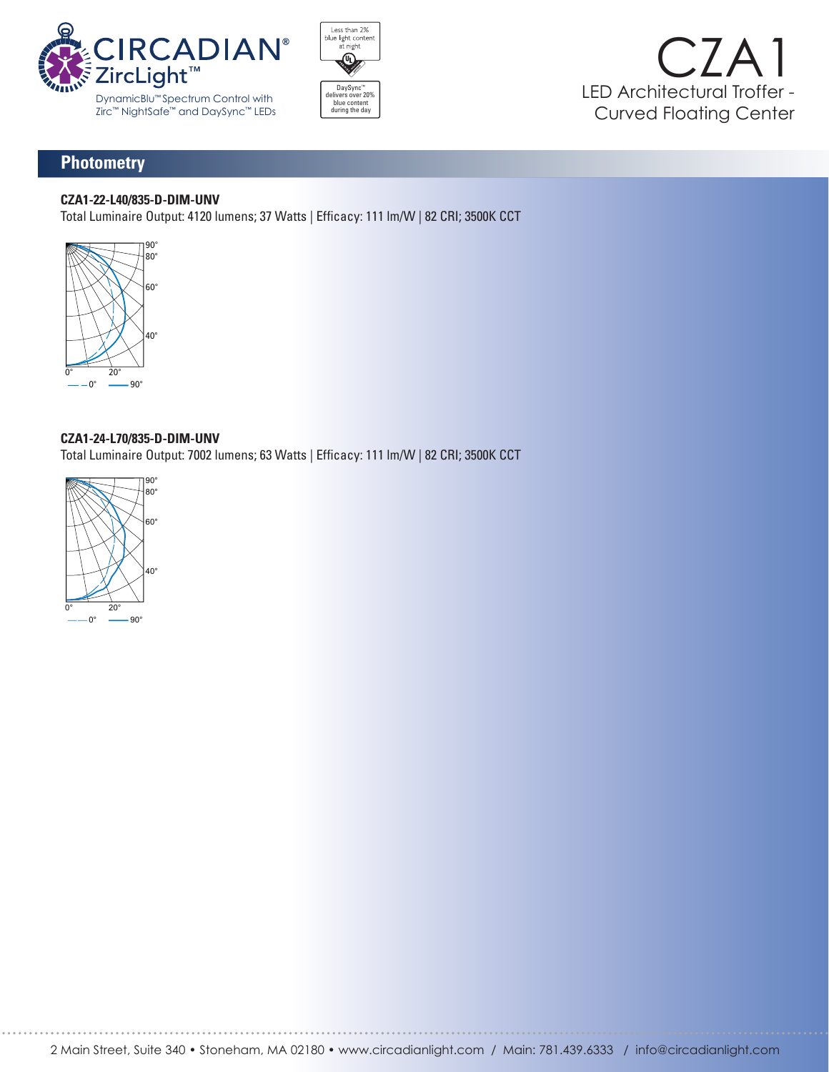## Photometry

**CZA1-22-L40/835-D-DIM-UNV**

Total Luminaire Output: 4120 lumens; 37 Watts | Efficacy: 111 lm/W | 82 CRI; 3500K CCT

**CZA1-24-L70/835-D-DIM-UNV**

Total Luminaire Output: 7002 lumens; 63 Watts | Efficacy: 111 lm/W | 82 CRI; 3500K CCT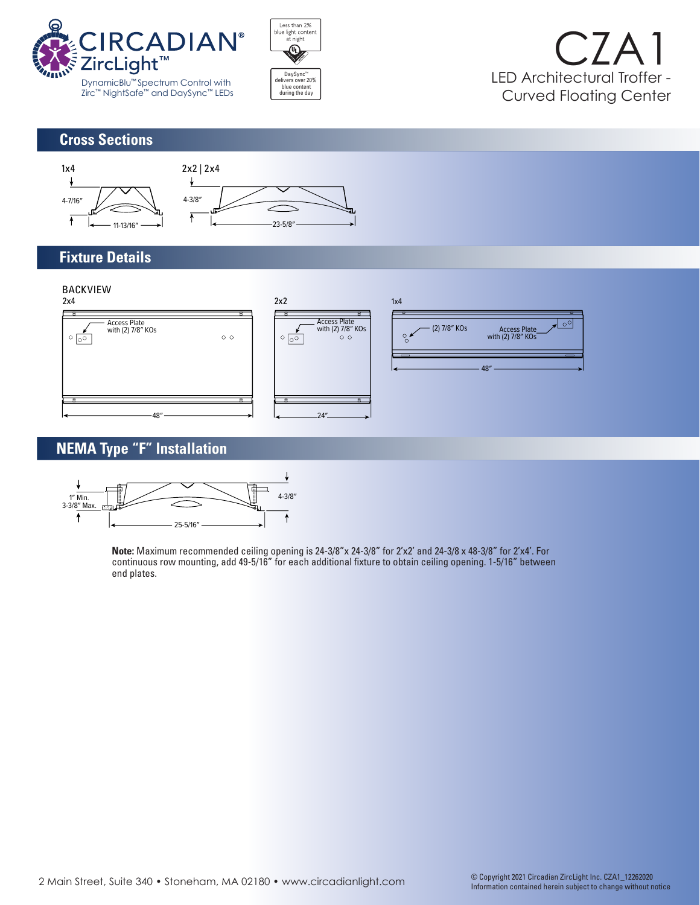# CZA1

LED Architectural Troffer - Curved Floating Center

CIRCADIAN® ZircLight™

DynamicBlu™ Spectrum Control with Zirc™ NightSafe™ and DaySync™ LEDs

Less than 2% blue light content at night

DaySync™ delivers over 20% blue content during the day

## Cross Sections

1x4

4-7/16"

11-13/16"

2x2 | 2x4

4-3/8"

23-5/8"

## Fixture Details

BACKVIEW

2x4

Access Plate with (2) 7/8" KOs

48"

2x2

Access Plate with (2) 7/8" KOs

24"

1x4

(2) 7/8" KOs

Access Plate with (2) 7/8" KOs

48"

## NEMA Type "F" Installation

1" Min.
3-3/8" Max.

4-3/8"

25-5/16"

**Note:** Maximum recommended ceiling opening is 24-3/8"x 24-3/8" for 2'x2' and 24-3/8 x 48-3/8" for 2'x4'. For continuous row mounting, add 49-5/16" for each additional fixture to obtain ceiling opening. 1-5/16" between end plates.

2 Main Street, Suite 340 • Stoneham, MA 02180 • www.circadianlight.com

© Copyright 2021 Circadian ZircLight Inc. CZA1_12262020
Information contained herein subject to change without notice